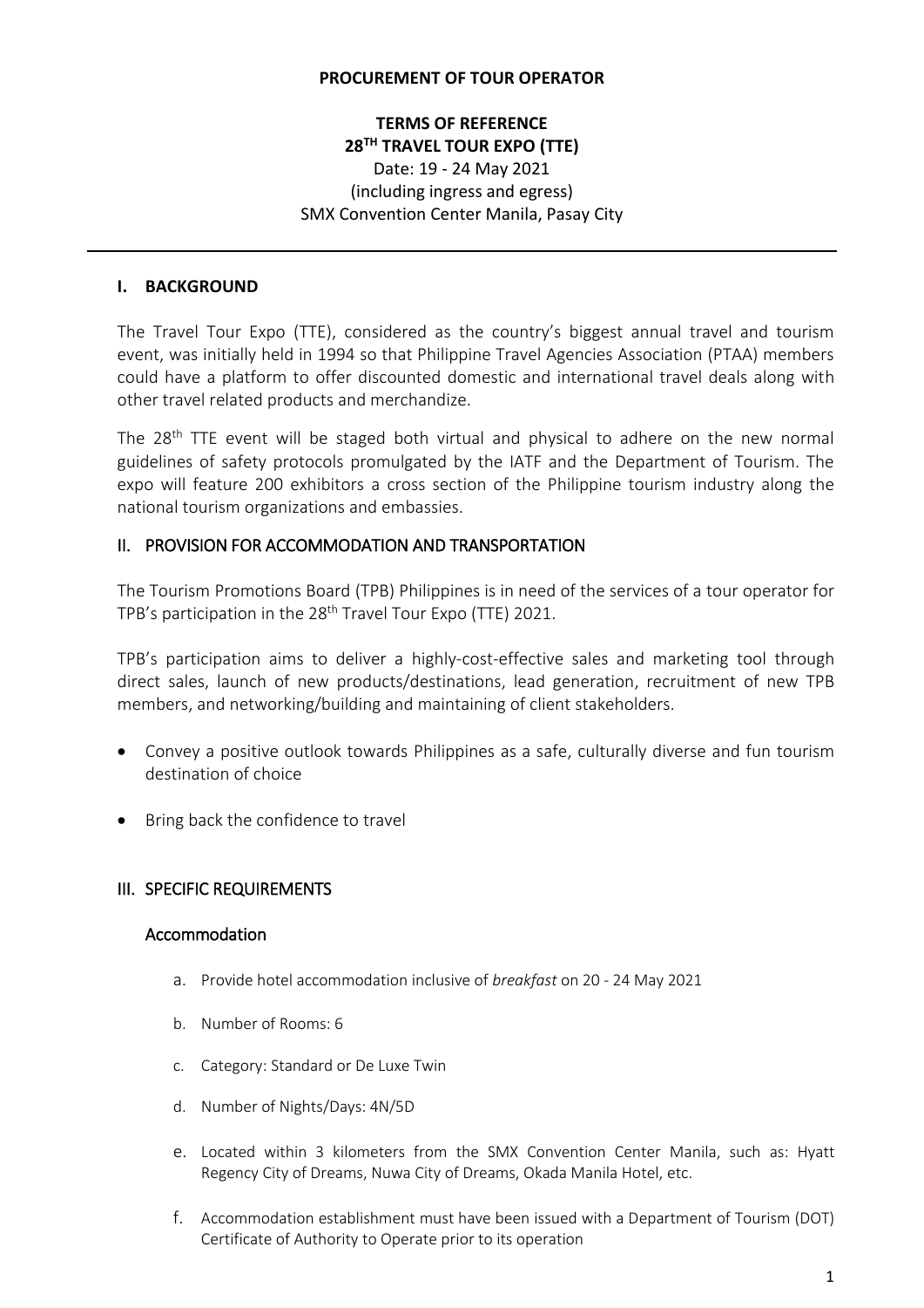**PROCUREMENT OF TOUR OPERATOR**

**TERMS OF REFERENCE**
**28TH TRAVEL TOUR EXPO (TTE)**
Date: 19 - 24 May 2021
(including ingress and egress)
SMX Convention Center Manila, Pasay City

---

## I. BACKGROUND

The Travel Tour Expo (TTE), considered as the country's biggest annual travel and tourism event, was initially held in 1994 so that Philippine Travel Agencies Association (PTAA) members could have a platform to offer discounted domestic and international travel deals along with other travel related products and merchandize.

The 28th TTE event will be staged both virtual and physical to adhere on the new normal guidelines of safety protocols promulgated by the IATF and the Department of Tourism. The expo will feature 200 exhibitors a cross section of the Philippine tourism industry along the national tourism organizations and embassies.

## II. PROVISION FOR ACCOMMODATION AND TRANSPORTATION

The Tourism Promotions Board (TPB) Philippines is in need of the services of a tour operator for TPB's participation in the 28th Travel Tour Expo (TTE) 2021.

TPB's participation aims to deliver a highly-cost-effective sales and marketing tool through direct sales, launch of new products/destinations, lead generation, recruitment of new TPB members, and networking/building and maintaining of client stakeholders.

- Convey a positive outlook towards Philippines as a safe, culturally diverse and fun tourism destination of choice
- Bring back the confidence to travel

## III. SPECIFIC REQUIREMENTS

### Accommodation

a. Provide hotel accommodation inclusive of *breakfast* on 20 - 24 May 2021

b. Number of Rooms: 6

c. Category: Standard or De Luxe Twin

d. Number of Nights/Days: 4N/5D

e. Located within 3 kilometers from the SMX Convention Center Manila, such as: Hyatt Regency City of Dreams, Nuwa City of Dreams, Okada Manila Hotel, etc.

f. Accommodation establishment must have been issued with a Department of Tourism (DOT) Certificate of Authority to Operate prior to its operation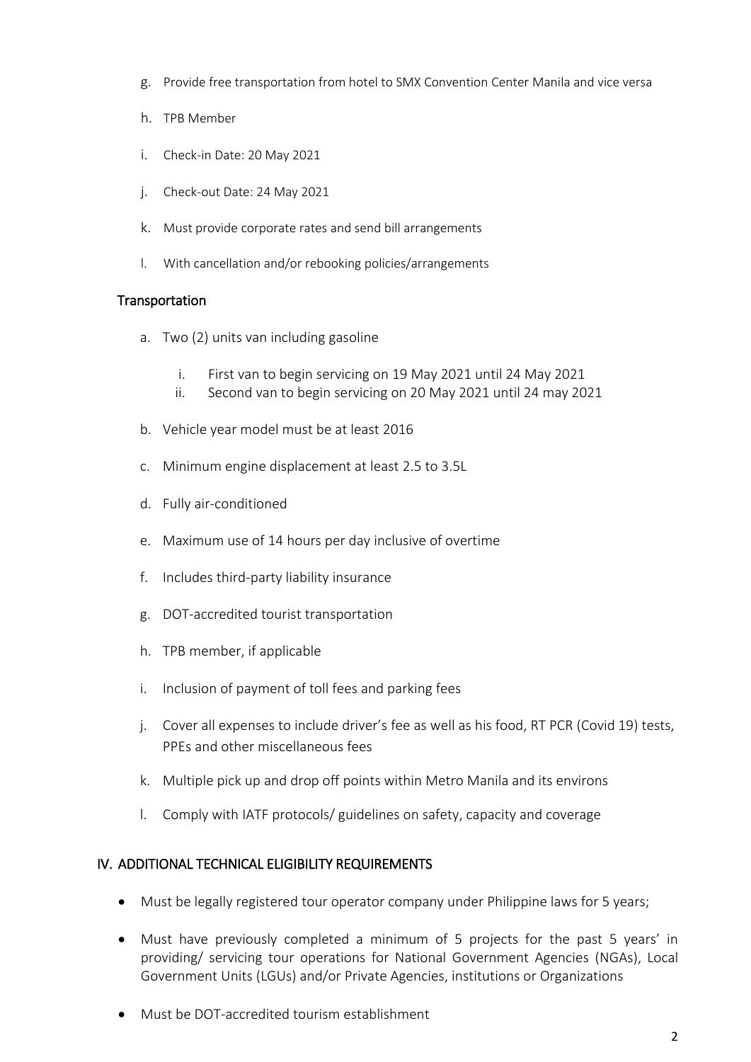g. Provide free transportation from hotel to SMX Convention Center Manila and vice versa

h. TPB Member

i. Check-in Date: 20 May 2021

j. Check-out Date: 24 May 2021

k. Must provide corporate rates and send bill arrangements

l. With cancellation and/or rebooking policies/arrangements

### Transportation

a. Two (2) units van including gasoline

   i. First van to begin servicing on 19 May 2021 until 24 May 2021

   ii. Second van to begin servicing on 20 May 2021 until 24 may 2021

b. Vehicle year model must be at least 2016

c. Minimum engine displacement at least 2.5 to 3.5L

d. Fully air-conditioned

e. Maximum use of 14 hours per day inclusive of overtime

f. Includes third-party liability insurance

g. DOT-accredited tourist transportation

h. TPB member, if applicable

i. Inclusion of payment of toll fees and parking fees

j. Cover all expenses to include driver's fee as well as his food, RT PCR (Covid 19) tests, PPEs and other miscellaneous fees

k. Multiple pick up and drop off points within Metro Manila and its environs

l. Comply with IATF protocols/ guidelines on safety, capacity and coverage

## IV. ADDITIONAL TECHNICAL ELIGIBILITY REQUIREMENTS

- Must be legally registered tour operator company under Philippine laws for 5 years;
- Must have previously completed a minimum of 5 projects for the past 5 years' in providing/ servicing tour operations for National Government Agencies (NGAs), Local Government Units (LGUs) and/or Private Agencies, institutions or Organizations
- Must be DOT-accredited tourism establishment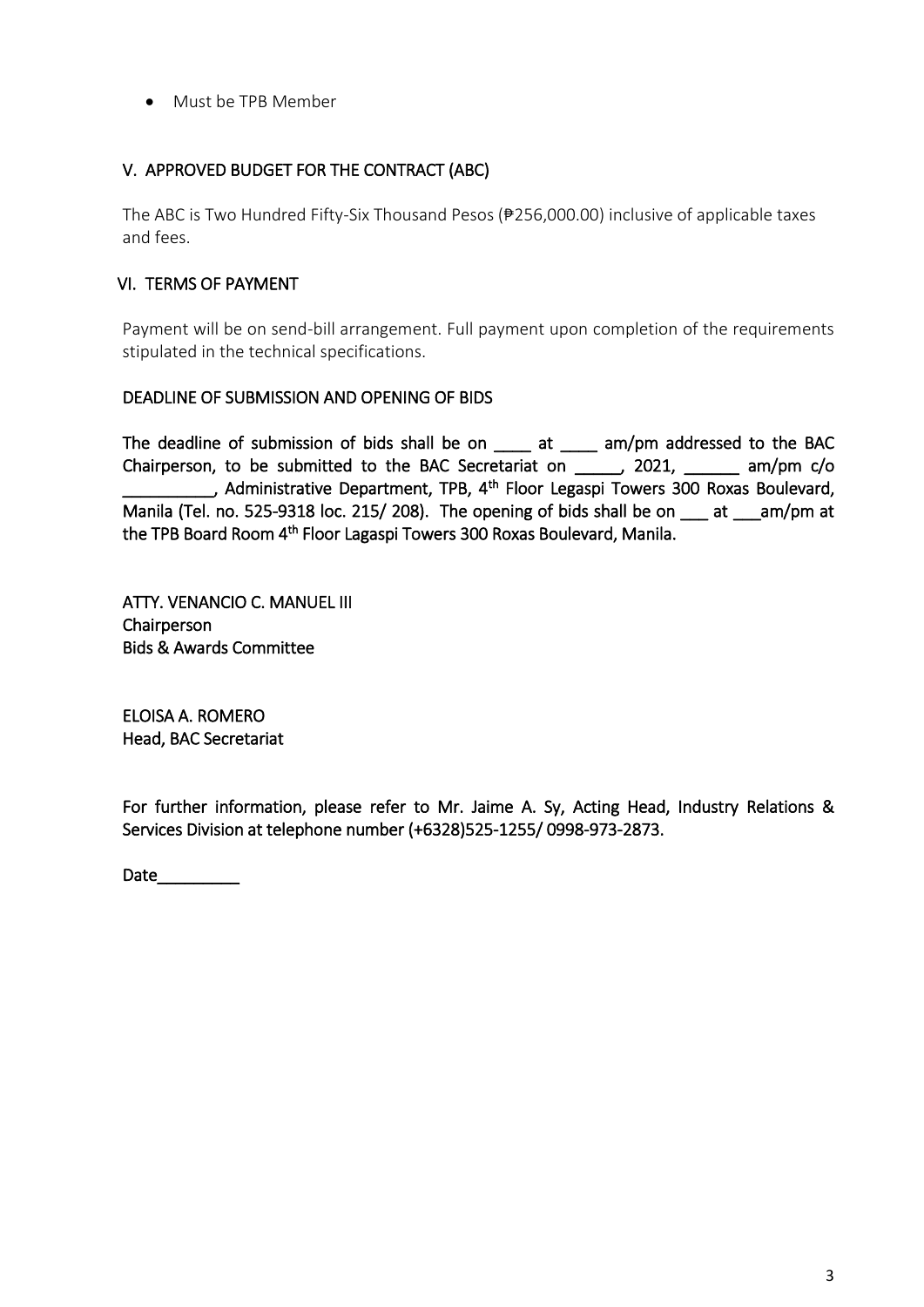- Must be TPB Member

## V. APPROVED BUDGET FOR THE CONTRACT (ABC)

The ABC is Two Hundred Fifty-Six Thousand Pesos (₱256,000.00) inclusive of applicable taxes and fees.

## VI. TERMS OF PAYMENT

Payment will be on send-bill arrangement. Full payment upon completion of the requirements stipulated in the technical specifications.

## DEADLINE OF SUBMISSION AND OPENING OF BIDS

**The deadline of submission of bids shall be on ____ at ____ am/pm addressed to the BAC Chairperson, to be submitted to the BAC Secretariat on _____, 2021, ______ am/pm c/o __________, Administrative Department, TPB, 4th Floor Legaspi Towers 300 Roxas Boulevard, Manila (Tel. no. 525-9318 loc. 215/ 208). The opening of bids shall be on ___ at ___am/pm at the TPB Board Room 4th Floor Lagaspi Towers 300 Roxas Boulevard, Manila.**

**ATTY. VENANCIO C. MANUEL III**
**Chairperson**
**Bids & Awards Committee**

**ELOISA A. ROMERO**
**Head, BAC Secretariat**

**For further information, please refer to Mr. Jaime A. Sy, Acting Head, Industry Relations & Services Division at telephone number (+6328)525-1255/ 0998-973-2873.**

**Date_________**